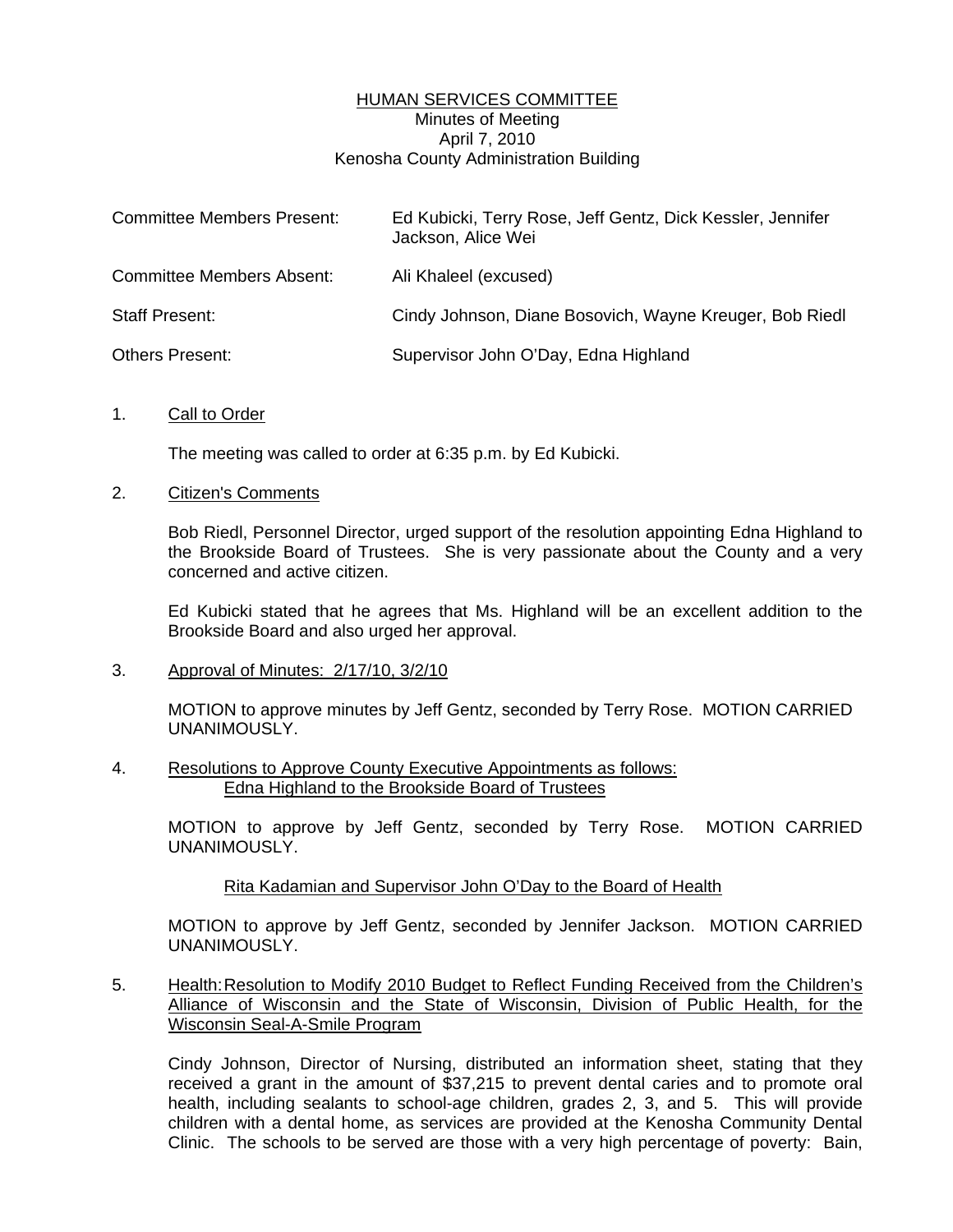# HUMAN SERVICES COMMITTEE

Minutes of Meeting
April 7, 2010
Kenosha County Administration Building

| | |
|---|---|
| Committee Members Present: | Ed Kubicki, Terry Rose, Jeff Gentz, Dick Kessler, Jennifer Jackson, Alice Wei |
| Committee Members Absent: | Ali Khaleel (excused) |
| Staff Present: | Cindy Johnson, Diane Bosovich, Wayne Kreuger, Bob Riedl |
| Others Present: | Supervisor John O'Day, Edna Highland |

1. Call to Order

   The meeting was called to order at 6:35 p.m. by Ed Kubicki.

2. Citizen's Comments

   Bob Riedl, Personnel Director, urged support of the resolution appointing Edna Highland to the Brookside Board of Trustees. She is very passionate about the County and a very concerned and active citizen.

   Ed Kubicki stated that he agrees that Ms. Highland will be an excellent addition to the Brookside Board and also urged her approval.

3. Approval of Minutes: 2/17/10, 3/2/10

   MOTION to approve minutes by Jeff Gentz, seconded by Terry Rose. MOTION CARRIED UNANIMOUSLY.

4. Resolutions to Approve County Executive Appointments as follows:
   Edna Highland to the Brookside Board of Trustees

   MOTION to approve by Jeff Gentz, seconded by Terry Rose. MOTION CARRIED UNANIMOUSLY.

   Rita Kadamian and Supervisor John O'Day to the Board of Health

   MOTION to approve by Jeff Gentz, seconded by Jennifer Jackson. MOTION CARRIED UNANIMOUSLY.

5. Health: Resolution to Modify 2010 Budget to Reflect Funding Received from the Children's Alliance of Wisconsin and the State of Wisconsin, Division of Public Health, for the Wisconsin Seal-A-Smile Program

   Cindy Johnson, Director of Nursing, distributed an information sheet, stating that they received a grant in the amount of $37,215 to prevent dental caries and to promote oral health, including sealants to school-age children, grades 2, 3, and 5. This will provide children with a dental home, as services are provided at the Kenosha Community Dental Clinic. The schools to be served are those with a very high percentage of poverty: Bain,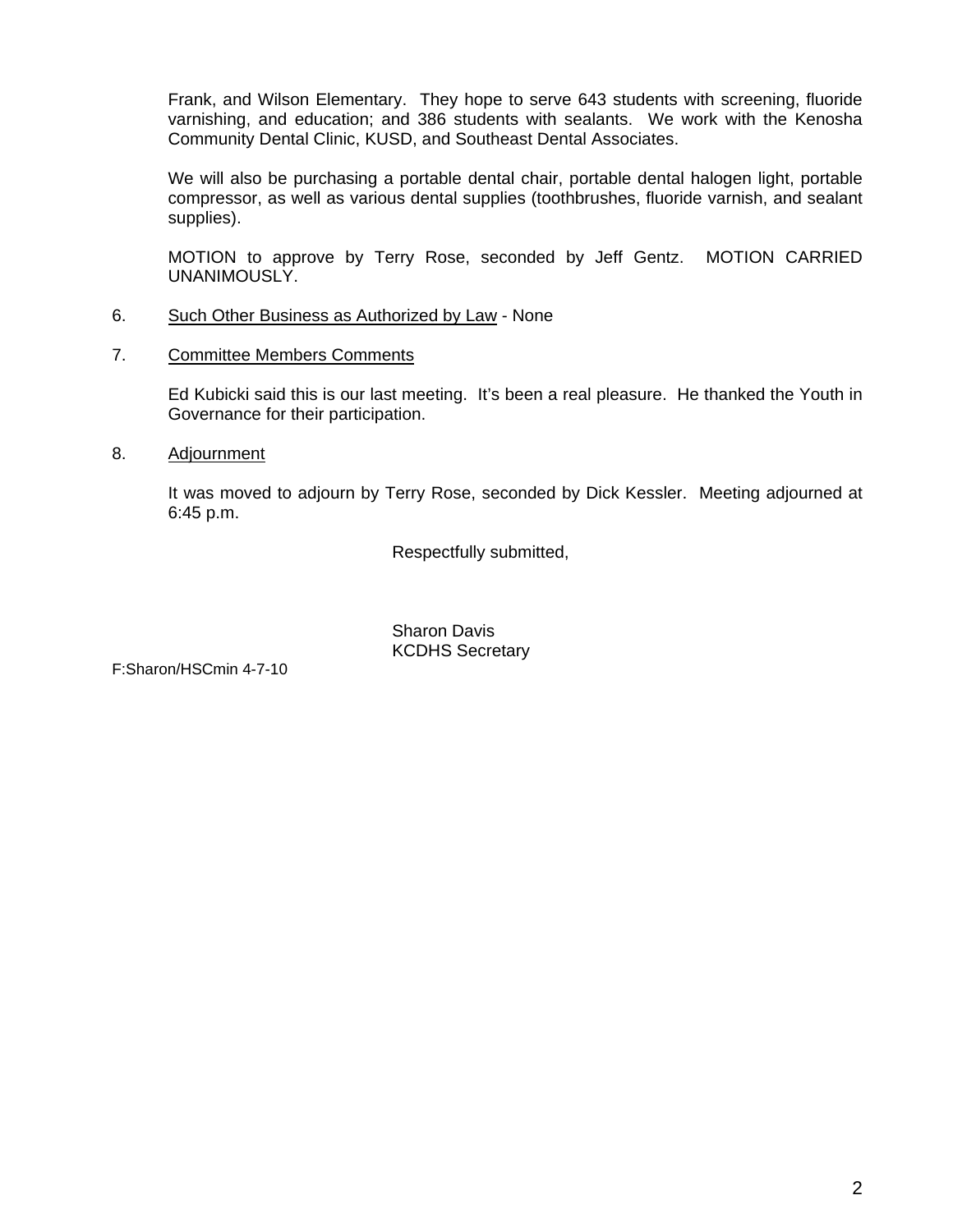Frank, and Wilson Elementary. They hope to serve 643 students with screening, fluoride varnishing, and education; and 386 students with sealants. We work with the Kenosha Community Dental Clinic, KUSD, and Southeast Dental Associates.

We will also be purchasing a portable dental chair, portable dental halogen light, portable compressor, as well as various dental supplies (toothbrushes, fluoride varnish, and sealant supplies).

MOTION to approve by Terry Rose, seconded by Jeff Gentz. MOTION CARRIED UNANIMOUSLY.

6. Such Other Business as Authorized by Law - None

7. Committee Members Comments

   Ed Kubicki said this is our last meeting. It's been a real pleasure. He thanked the Youth in Governance for their participation.

8. Adjournment

   It was moved to adjourn by Terry Rose, seconded by Dick Kessler. Meeting adjourned at 6:45 p.m.

Respectfully submitted,

Sharon Davis
KCDHS Secretary

F:Sharon/HSCmin 4-7-10